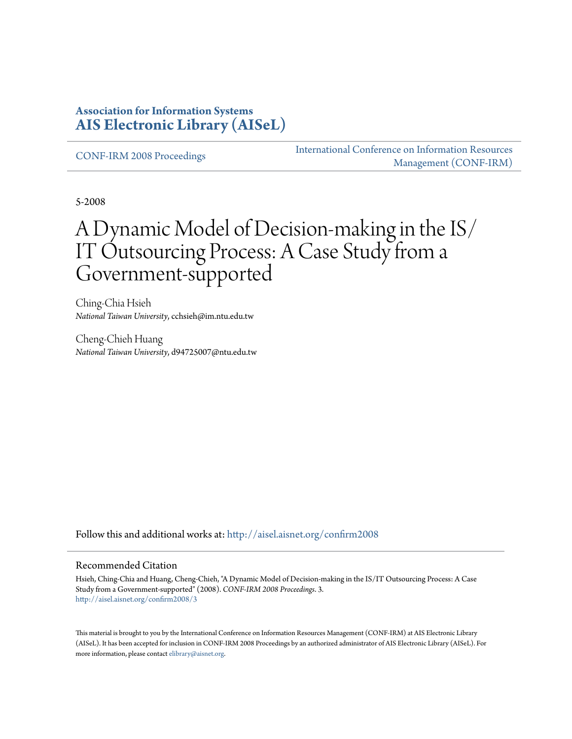**Association for Information Systems**
**AIS Electronic Library (AISeL)**

CONF-IRM 2008 Proceedings

International Conference on Information Resources Management (CONF-IRM)

5-2008

# A Dynamic Model of Decision-making in the IS/IT Outsourcing Process: A Case Study from a Government-supported

Ching-Chia Hsieh
*National Taiwan University*, cchsieh@im.ntu.edu.tw

Cheng-Chieh Huang
*National Taiwan University*, d94725007@ntu.edu.tw

Follow this and additional works at: http://aisel.aisnet.org/confirm2008

## Recommended Citation

Hsieh, Ching-Chia and Huang, Cheng-Chieh, "A Dynamic Model of Decision-making in the IS/IT Outsourcing Process: A Case Study from a Government-supported" (2008). *CONF-IRM 2008 Proceedings*. 3.
http://aisel.aisnet.org/confirm2008/3

This material is brought to you by the International Conference on Information Resources Management (CONF-IRM) at AIS Electronic Library (AISeL). It has been accepted for inclusion in CONF-IRM 2008 Proceedings by an authorized administrator of AIS Electronic Library (AISeL). For more information, please contact elibrary@aisnet.org.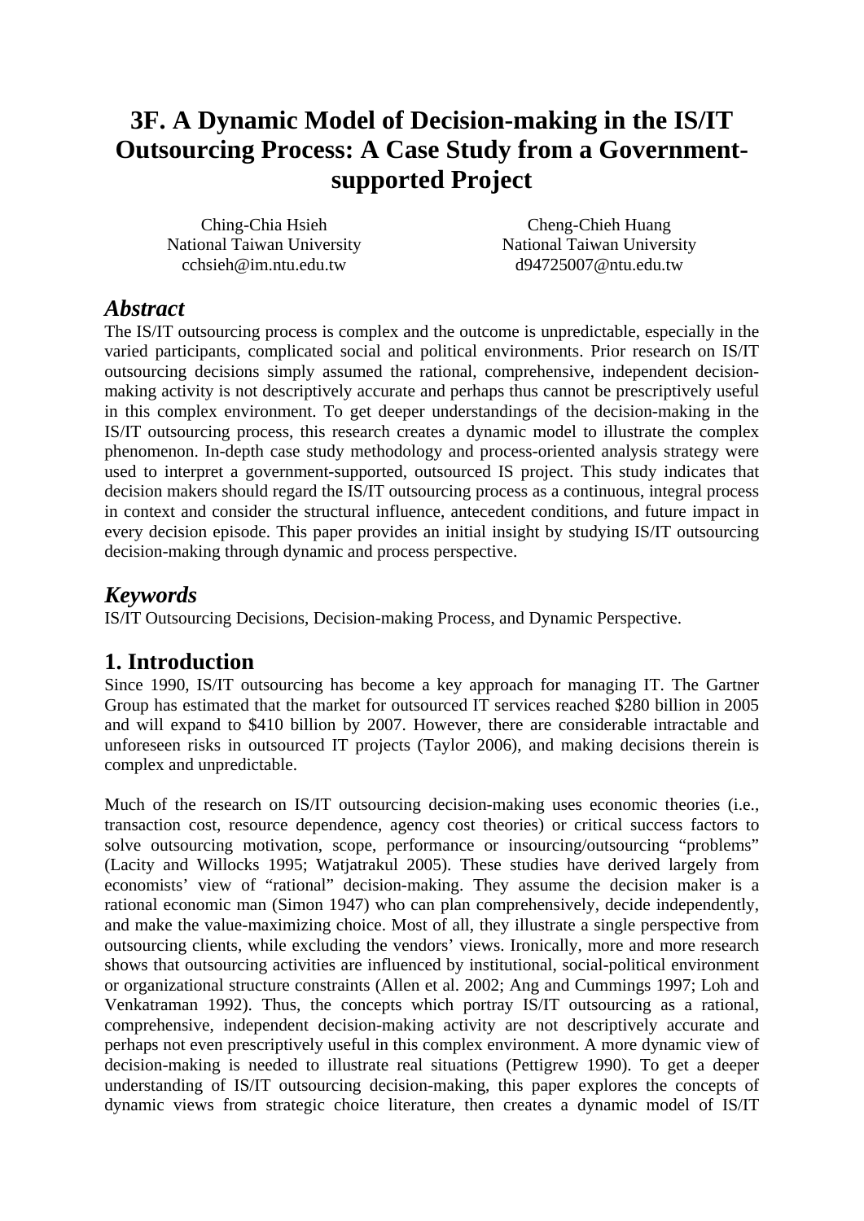# 3F. A Dynamic Model of Decision-making in the IS/IT Outsourcing Process: A Case Study from a Government-supported Project

Ching-Chia Hsieh
National Taiwan University
cchsieh@im.ntu.edu.tw

Cheng-Chieh Huang
National Taiwan University
d94725007@ntu.edu.tw

## *Abstract*

The IS/IT outsourcing process is complex and the outcome is unpredictable, especially in the varied participants, complicated social and political environments. Prior research on IS/IT outsourcing decisions simply assumed the rational, comprehensive, independent decision-making activity is not descriptively accurate and perhaps thus cannot be prescriptively useful in this complex environment. To get deeper understandings of the decision-making in the IS/IT outsourcing process, this research creates a dynamic model to illustrate the complex phenomenon. In-depth case study methodology and process-oriented analysis strategy were used to interpret a government-supported, outsourced IS project. This study indicates that decision makers should regard the IS/IT outsourcing process as a continuous, integral process in context and consider the structural influence, antecedent conditions, and future impact in every decision episode. This paper provides an initial insight by studying IS/IT outsourcing decision-making through dynamic and process perspective.

## *Keywords*

IS/IT Outsourcing Decisions, Decision-making Process, and Dynamic Perspective.

## 1. Introduction

Since 1990, IS/IT outsourcing has become a key approach for managing IT. The Gartner Group has estimated that the market for outsourced IT services reached $280 billion in 2005 and will expand to $410 billion by 2007. However, there are considerable intractable and unforeseen risks in outsourced IT projects (Taylor 2006), and making decisions therein is complex and unpredictable.

Much of the research on IS/IT outsourcing decision-making uses economic theories (i.e., transaction cost, resource dependence, agency cost theories) or critical success factors to solve outsourcing motivation, scope, performance or insourcing/outsourcing "problems" (Lacity and Willocks 1995; Watjatrakul 2005). These studies have derived largely from economists' view of "rational" decision-making. They assume the decision maker is a rational economic man (Simon 1947) who can plan comprehensively, decide independently, and make the value-maximizing choice. Most of all, they illustrate a single perspective from outsourcing clients, while excluding the vendors' views. Ironically, more and more research shows that outsourcing activities are influenced by institutional, social-political environment or organizational structure constraints (Allen et al. 2002; Ang and Cummings 1997; Loh and Venkatraman 1992). Thus, the concepts which portray IS/IT outsourcing as a rational, comprehensive, independent decision-making activity are not descriptively accurate and perhaps not even prescriptively useful in this complex environment. A more dynamic view of decision-making is needed to illustrate real situations (Pettigrew 1990). To get a deeper understanding of IS/IT outsourcing decision-making, this paper explores the concepts of dynamic views from strategic choice literature, then creates a dynamic model of IS/IT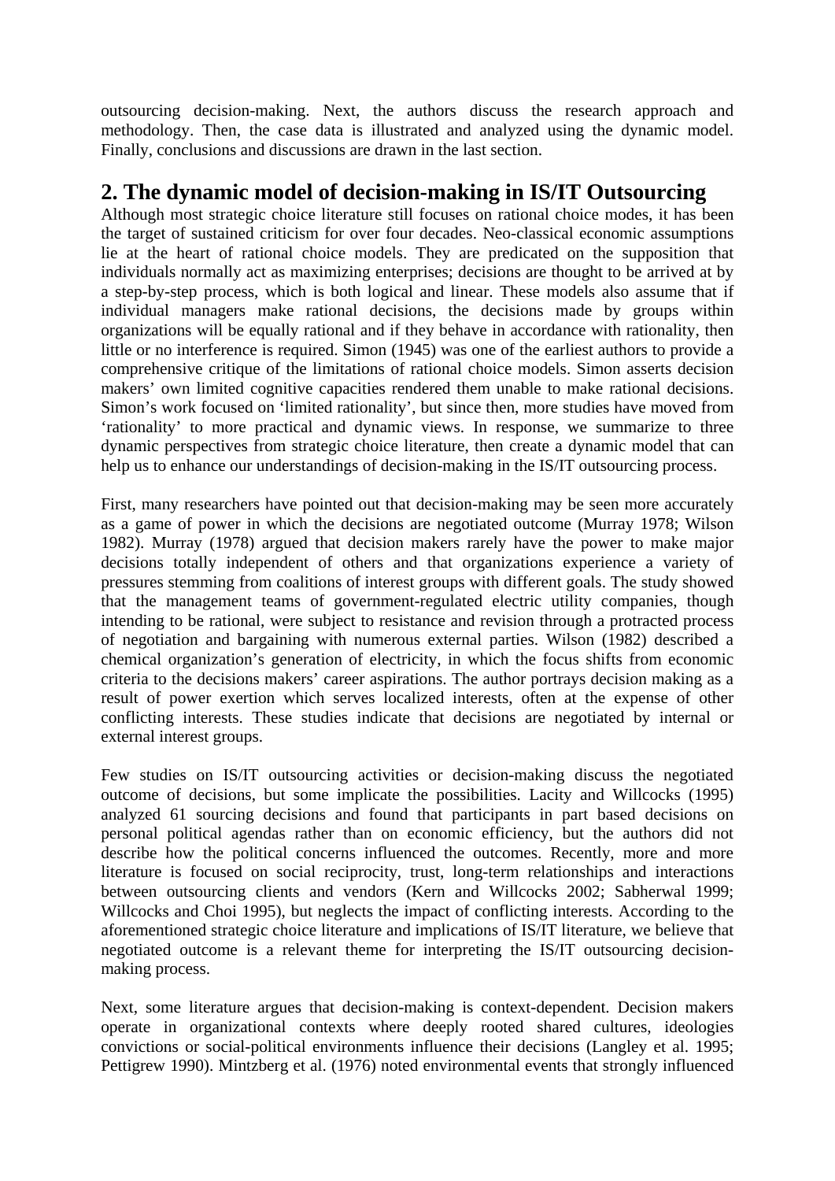outsourcing decision-making. Next, the authors discuss the research approach and methodology. Then, the case data is illustrated and analyzed using the dynamic model. Finally, conclusions and discussions are drawn in the last section.

## 2. The dynamic model of decision-making in IS/IT Outsourcing

Although most strategic choice literature still focuses on rational choice modes, it has been the target of sustained criticism for over four decades. Neo-classical economic assumptions lie at the heart of rational choice models. They are predicated on the supposition that individuals normally act as maximizing enterprises; decisions are thought to be arrived at by a step-by-step process, which is both logical and linear. These models also assume that if individual managers make rational decisions, the decisions made by groups within organizations will be equally rational and if they behave in accordance with rationality, then little or no interference is required. Simon (1945) was one of the earliest authors to provide a comprehensive critique of the limitations of rational choice models. Simon asserts decision makers' own limited cognitive capacities rendered them unable to make rational decisions. Simon's work focused on 'limited rationality', but since then, more studies have moved from 'rationality' to more practical and dynamic views. In response, we summarize to three dynamic perspectives from strategic choice literature, then create a dynamic model that can help us to enhance our understandings of decision-making in the IS/IT outsourcing process.

First, many researchers have pointed out that decision-making may be seen more accurately as a game of power in which the decisions are negotiated outcome (Murray 1978; Wilson 1982). Murray (1978) argued that decision makers rarely have the power to make major decisions totally independent of others and that organizations experience a variety of pressures stemming from coalitions of interest groups with different goals. The study showed that the management teams of government-regulated electric utility companies, though intending to be rational, were subject to resistance and revision through a protracted process of negotiation and bargaining with numerous external parties. Wilson (1982) described a chemical organization's generation of electricity, in which the focus shifts from economic criteria to the decisions makers' career aspirations. The author portrays decision making as a result of power exertion which serves localized interests, often at the expense of other conflicting interests. These studies indicate that decisions are negotiated by internal or external interest groups.

Few studies on IS/IT outsourcing activities or decision-making discuss the negotiated outcome of decisions, but some implicate the possibilities. Lacity and Willcocks (1995) analyzed 61 sourcing decisions and found that participants in part based decisions on personal political agendas rather than on economic efficiency, but the authors did not describe how the political concerns influenced the outcomes. Recently, more and more literature is focused on social reciprocity, trust, long-term relationships and interactions between outsourcing clients and vendors (Kern and Willcocks 2002; Sabherwal 1999; Willcocks and Choi 1995), but neglects the impact of conflicting interests. According to the aforementioned strategic choice literature and implications of IS/IT literature, we believe that negotiated outcome is a relevant theme for interpreting the IS/IT outsourcing decision-making process.

Next, some literature argues that decision-making is context-dependent. Decision makers operate in organizational contexts where deeply rooted shared cultures, ideologies convictions or social-political environments influence their decisions (Langley et al. 1995; Pettigrew 1990). Mintzberg et al. (1976) noted environmental events that strongly influenced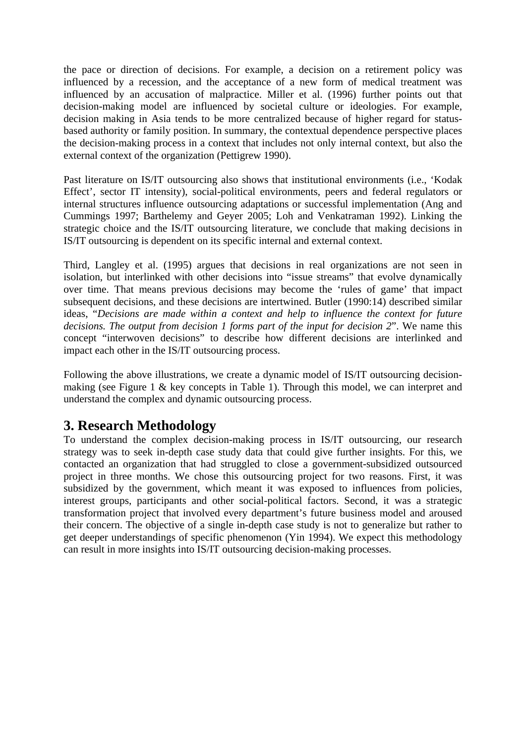the pace or direction of decisions. For example, a decision on a retirement policy was influenced by a recession, and the acceptance of a new form of medical treatment was influenced by an accusation of malpractice. Miller et al. (1996) further points out that decision-making model are influenced by societal culture or ideologies. For example, decision making in Asia tends to be more centralized because of higher regard for status-based authority or family position. In summary, the contextual dependence perspective places the decision-making process in a context that includes not only internal context, but also the external context of the organization (Pettigrew 1990).

Past literature on IS/IT outsourcing also shows that institutional environments (i.e., 'Kodak Effect', sector IT intensity), social-political environments, peers and federal regulators or internal structures influence outsourcing adaptations or successful implementation (Ang and Cummings 1997; Barthelemy and Geyer 2005; Loh and Venkatraman 1992). Linking the strategic choice and the IS/IT outsourcing literature, we conclude that making decisions in IS/IT outsourcing is dependent on its specific internal and external context.

Third, Langley et al. (1995) argues that decisions in real organizations are not seen in isolation, but interlinked with other decisions into "issue streams" that evolve dynamically over time. That means previous decisions may become the 'rules of game' that impact subsequent decisions, and these decisions are intertwined. Butler (1990:14) described similar ideas, "*Decisions are made within a context and help to influence the context for future decisions. The output from decision 1 forms part of the input for decision 2*". We name this concept "interwoven decisions" to describe how different decisions are interlinked and impact each other in the IS/IT outsourcing process.

Following the above illustrations, we create a dynamic model of IS/IT outsourcing decision-making (see Figure 1 & key concepts in Table 1). Through this model, we can interpret and understand the complex and dynamic outsourcing process.

## 3. Research Methodology

To understand the complex decision-making process in IS/IT outsourcing, our research strategy was to seek in-depth case study data that could give further insights. For this, we contacted an organization that had struggled to close a government-subsidized outsourced project in three months. We chose this outsourcing project for two reasons. First, it was subsidized by the government, which meant it was exposed to influences from policies, interest groups, participants and other social-political factors. Second, it was a strategic transformation project that involved every department's future business model and aroused their concern. The objective of a single in-depth case study is not to generalize but rather to get deeper understandings of specific phenomenon (Yin 1994). We expect this methodology can result in more insights into IS/IT outsourcing decision-making processes.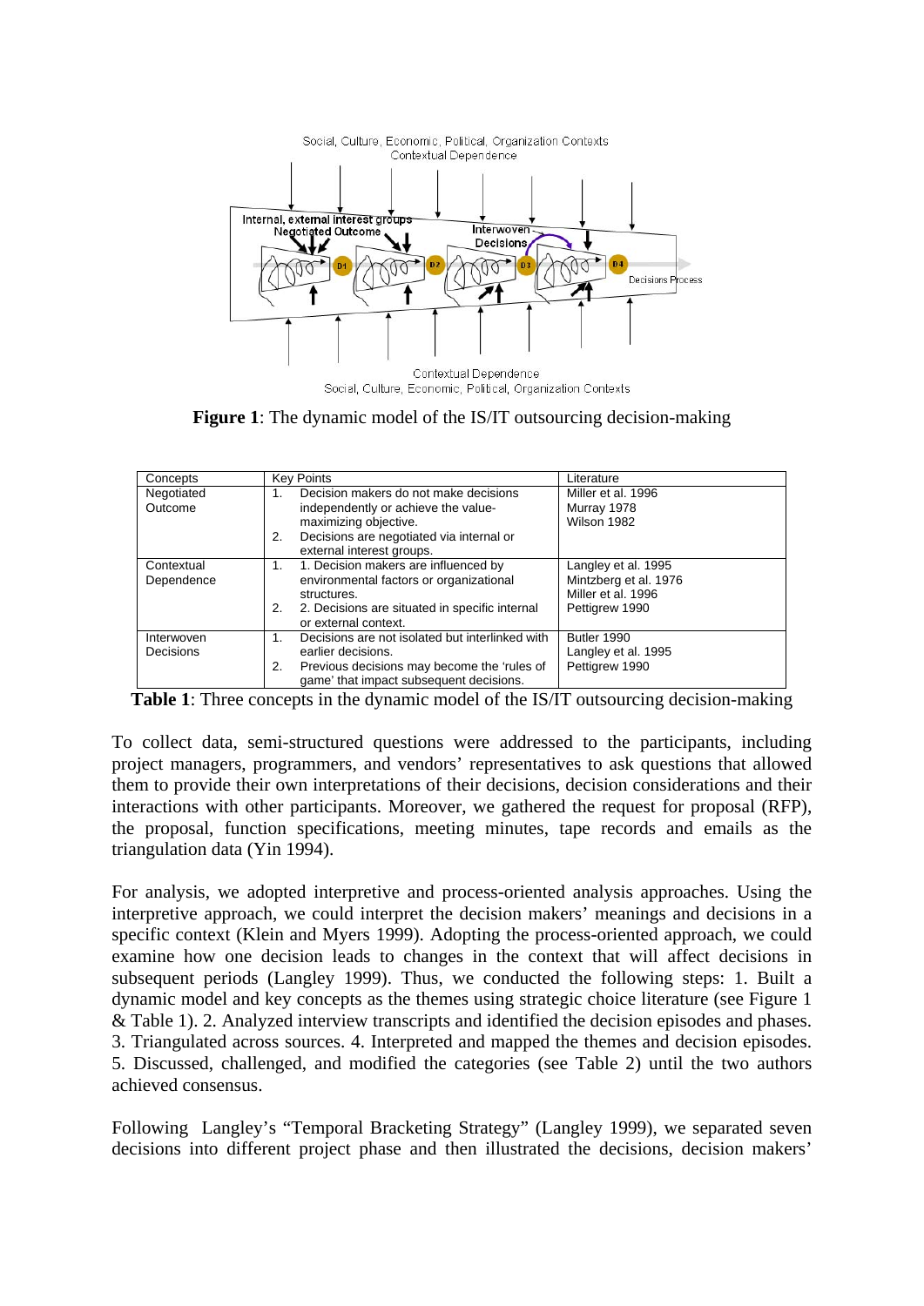Social, Culture, Economic, Political, Organization Contexts
Contextual Dependence

Internal, external interest groups
Negotiated Outcome

Interwoven Decisions

D1 D2 D3 D4

Decisions Process

Contextual Dependence
Social, Culture, Economic, Political, Organization Contexts

**Figure 1**: The dynamic model of the IS/IT outsourcing decision-making

| Concepts | Key Points | Literature |
|---|---|---|
| Negotiated Outcome | 1. Decision makers do not make decisions independently or achieve the value-maximizing objective.<br>2. Decisions are negotiated via internal or external interest groups. | Miller et al. 1996<br>Murray 1978<br>Wilson 1982 |
| Contextual Dependence | 1. 1. Decision makers are influenced by environmental factors or organizational structures.<br>2. 2. Decisions are situated in specific internal or external context. | Langley et al. 1995<br>Mintzberg et al. 1976<br>Miller et al. 1996<br>Pettigrew 1990 |
| Interwoven Decisions | 1. Decisions are not isolated but interlinked with earlier decisions.<br>2. Previous decisions may become the 'rules of game' that impact subsequent decisions. | Butler 1990<br>Langley et al. 1995<br>Pettigrew 1990 |

**Table 1**: Three concepts in the dynamic model of the IS/IT outsourcing decision-making

To collect data, semi-structured questions were addressed to the participants, including project managers, programmers, and vendors' representatives to ask questions that allowed them to provide their own interpretations of their decisions, decision considerations and their interactions with other participants. Moreover, we gathered the request for proposal (RFP), the proposal, function specifications, meeting minutes, tape records and emails as the triangulation data (Yin 1994).

For analysis, we adopted interpretive and process-oriented analysis approaches. Using the interpretive approach, we could interpret the decision makers' meanings and decisions in a specific context (Klein and Myers 1999). Adopting the process-oriented approach, we could examine how one decision leads to changes in the context that will affect decisions in subsequent periods (Langley 1999). Thus, we conducted the following steps: 1. Built a dynamic model and key concepts as the themes using strategic choice literature (see Figure 1 & Table 1). 2. Analyzed interview transcripts and identified the decision episodes and phases. 3. Triangulated across sources. 4. Interpreted and mapped the themes and decision episodes. 5. Discussed, challenged, and modified the categories (see Table 2) until the two authors achieved consensus.

Following Langley's "Temporal Bracketing Strategy" (Langley 1999), we separated seven decisions into different project phase and then illustrated the decisions, decision makers'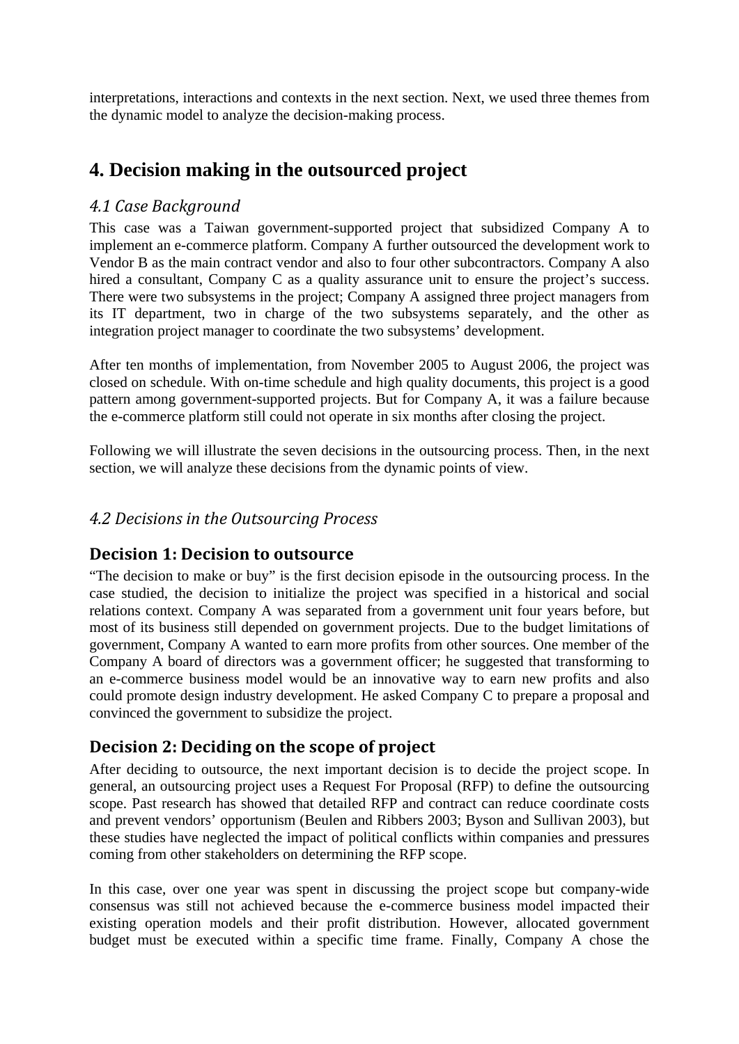interpretations, interactions and contexts in the next section. Next, we used three themes from the dynamic model to analyze the decision-making process.

## 4. Decision making in the outsourced project

### *4.1 Case Background*

This case was a Taiwan government-supported project that subsidized Company A to implement an e-commerce platform. Company A further outsourced the development work to Vendor B as the main contract vendor and also to four other subcontractors. Company A also hired a consultant, Company C as a quality assurance unit to ensure the project's success. There were two subsystems in the project; Company A assigned three project managers from its IT department, two in charge of the two subsystems separately, and the other as integration project manager to coordinate the two subsystems' development.

After ten months of implementation, from November 2005 to August 2006, the project was closed on schedule. With on-time schedule and high quality documents, this project is a good pattern among government-supported projects. But for Company A, it was a failure because the e-commerce platform still could not operate in six months after closing the project.

Following we will illustrate the seven decisions in the outsourcing process. Then, in the next section, we will analyze these decisions from the dynamic points of view.

### *4.2 Decisions in the Outsourcing Process*

### Decision 1: Decision to outsource

"The decision to make or buy" is the first decision episode in the outsourcing process. In the case studied, the decision to initialize the project was specified in a historical and social relations context. Company A was separated from a government unit four years before, but most of its business still depended on government projects. Due to the budget limitations of government, Company A wanted to earn more profits from other sources. One member of the Company A board of directors was a government officer; he suggested that transforming to an e-commerce business model would be an innovative way to earn new profits and also could promote design industry development. He asked Company C to prepare a proposal and convinced the government to subsidize the project.

### Decision 2: Deciding on the scope of project

After deciding to outsource, the next important decision is to decide the project scope. In general, an outsourcing project uses a Request For Proposal (RFP) to define the outsourcing scope. Past research has showed that detailed RFP and contract can reduce coordinate costs and prevent vendors' opportunism (Beulen and Ribbers 2003; Byson and Sullivan 2003), but these studies have neglected the impact of political conflicts within companies and pressures coming from other stakeholders on determining the RFP scope.

In this case, over one year was spent in discussing the project scope but company-wide consensus was still not achieved because the e-commerce business model impacted their existing operation models and their profit distribution. However, allocated government budget must be executed within a specific time frame. Finally, Company A chose the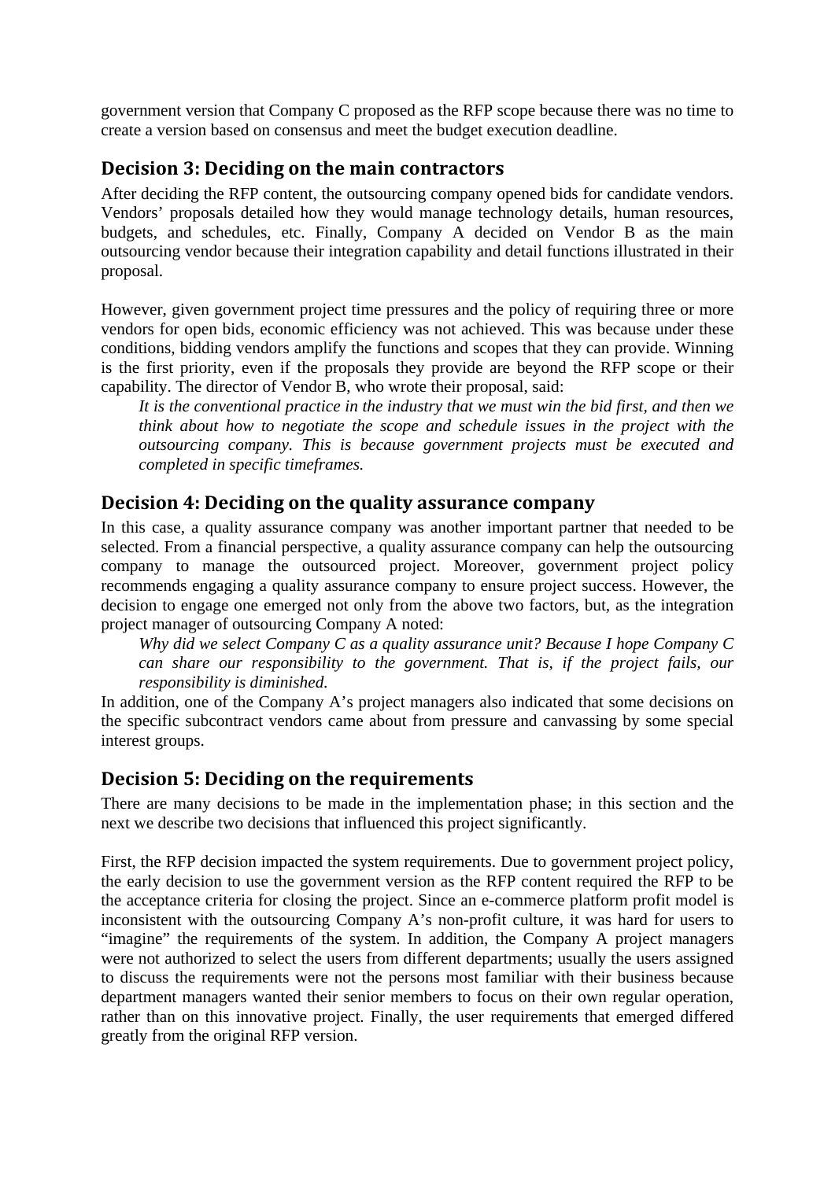government version that Company C proposed as the RFP scope because there was no time to create a version based on consensus and meet the budget execution deadline.

## Decision 3: Deciding on the main contractors

After deciding the RFP content, the outsourcing company opened bids for candidate vendors. Vendors' proposals detailed how they would manage technology details, human resources, budgets, and schedules, etc. Finally, Company A decided on Vendor B as the main outsourcing vendor because their integration capability and detail functions illustrated in their proposal.

However, given government project time pressures and the policy of requiring three or more vendors for open bids, economic efficiency was not achieved. This was because under these conditions, bidding vendors amplify the functions and scopes that they can provide. Winning is the first priority, even if the proposals they provide are beyond the RFP scope or their capability. The director of Vendor B, who wrote their proposal, said:

> *It is the conventional practice in the industry that we must win the bid first, and then we think about how to negotiate the scope and schedule issues in the project with the outsourcing company. This is because government projects must be executed and completed in specific timeframes.*

## Decision 4: Deciding on the quality assurance company

In this case, a quality assurance company was another important partner that needed to be selected. From a financial perspective, a quality assurance company can help the outsourcing company to manage the outsourced project. Moreover, government project policy recommends engaging a quality assurance company to ensure project success. However, the decision to engage one emerged not only from the above two factors, but, as the integration project manager of outsourcing Company A noted:

> *Why did we select Company C as a quality assurance unit? Because I hope Company C can share our responsibility to the government. That is, if the project fails, our responsibility is diminished.*

In addition, one of the Company A's project managers also indicated that some decisions on the specific subcontract vendors came about from pressure and canvassing by some special interest groups.

## Decision 5: Deciding on the requirements

There are many decisions to be made in the implementation phase; in this section and the next we describe two decisions that influenced this project significantly.

First, the RFP decision impacted the system requirements. Due to government project policy, the early decision to use the government version as the RFP content required the RFP to be the acceptance criteria for closing the project. Since an e-commerce platform profit model is inconsistent with the outsourcing Company A's non-profit culture, it was hard for users to "imagine" the requirements of the system. In addition, the Company A project managers were not authorized to select the users from different departments; usually the users assigned to discuss the requirements were not the persons most familiar with their business because department managers wanted their senior members to focus on their own regular operation, rather than on this innovative project. Finally, the user requirements that emerged differed greatly from the original RFP version.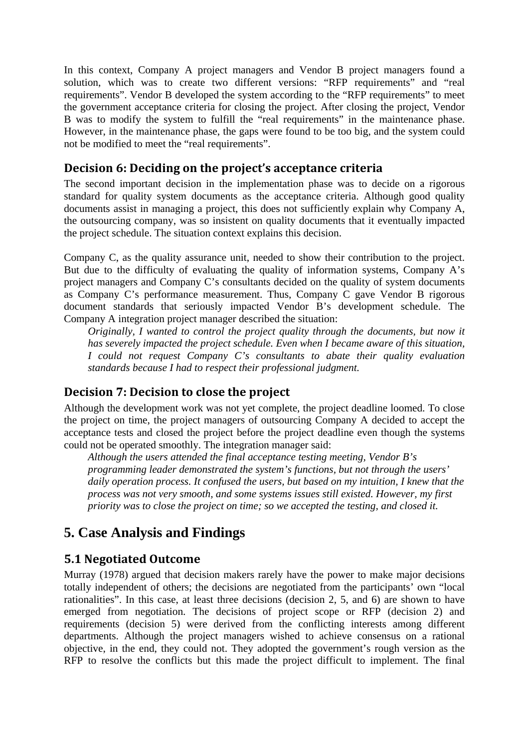In this context, Company A project managers and Vendor B project managers found a solution, which was to create two different versions: "RFP requirements" and "real requirements". Vendor B developed the system according to the "RFP requirements" to meet the government acceptance criteria for closing the project. After closing the project, Vendor B was to modify the system to fulfill the "real requirements" in the maintenance phase. However, in the maintenance phase, the gaps were found to be too big, and the system could not be modified to meet the "real requirements".

### Decision 6: Deciding on the project's acceptance criteria

The second important decision in the implementation phase was to decide on a rigorous standard for quality system documents as the acceptance criteria. Although good quality documents assist in managing a project, this does not sufficiently explain why Company A, the outsourcing company, was so insistent on quality documents that it eventually impacted the project schedule. The situation context explains this decision.

Company C, as the quality assurance unit, needed to show their contribution to the project. But due to the difficulty of evaluating the quality of information systems, Company A's project managers and Company C's consultants decided on the quality of system documents as Company C's performance measurement. Thus, Company C gave Vendor B rigorous document standards that seriously impacted Vendor B's development schedule. The Company A integration project manager described the situation:

> *Originally, I wanted to control the project quality through the documents, but now it has severely impacted the project schedule. Even when I became aware of this situation, I could not request Company C's consultants to abate their quality evaluation standards because I had to respect their professional judgment.*

### Decision 7: Decision to close the project

Although the development work was not yet complete, the project deadline loomed. To close the project on time, the project managers of outsourcing Company A decided to accept the acceptance tests and closed the project before the project deadline even though the systems could not be operated smoothly. The integration manager said:

> *Although the users attended the final acceptance testing meeting, Vendor B's programming leader demonstrated the system's functions, but not through the users' daily operation process. It confused the users, but based on my intuition, I knew that the process was not very smooth, and some systems issues still existed. However, my first priority was to close the project on time; so we accepted the testing, and closed it.*

## 5. Case Analysis and Findings

### 5.1 Negotiated Outcome

Murray (1978) argued that decision makers rarely have the power to make major decisions totally independent of others; the decisions are negotiated from the participants' own "local rationalities". In this case, at least three decisions (decision 2, 5, and 6) are shown to have emerged from negotiation. The decisions of project scope or RFP (decision 2) and requirements (decision 5) were derived from the conflicting interests among different departments. Although the project managers wished to achieve consensus on a rational objective, in the end, they could not. They adopted the government's rough version as the RFP to resolve the conflicts but this made the project difficult to implement. The final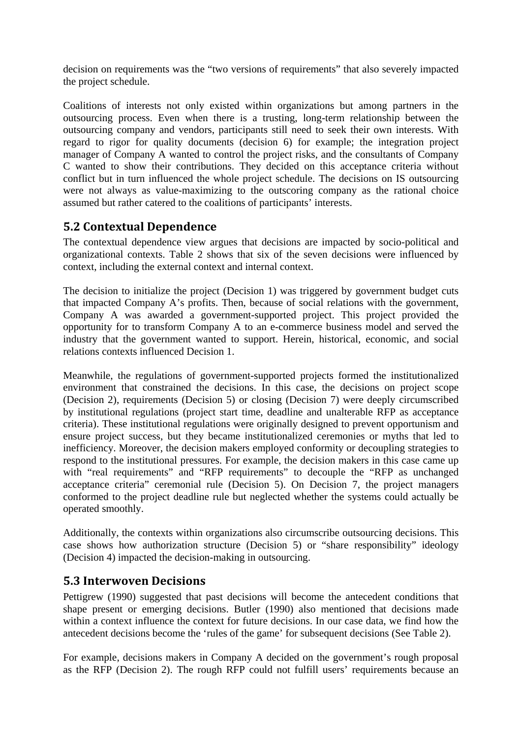decision on requirements was the "two versions of requirements" that also severely impacted the project schedule.

Coalitions of interests not only existed within organizations but among partners in the outsourcing process. Even when there is a trusting, long-term relationship between the outsourcing company and vendors, participants still need to seek their own interests. With regard to rigor for quality documents (decision 6) for example; the integration project manager of Company A wanted to control the project risks, and the consultants of Company C wanted to show their contributions. They decided on this acceptance criteria without conflict but in turn influenced the whole project schedule. The decisions on IS outsourcing were not always as value-maximizing to the outscoring company as the rational choice assumed but rather catered to the coalitions of participants' interests.

## 5.2 Contextual Dependence

The contextual dependence view argues that decisions are impacted by socio-political and organizational contexts. Table 2 shows that six of the seven decisions were influenced by context, including the external context and internal context.

The decision to initialize the project (Decision 1) was triggered by government budget cuts that impacted Company A's profits. Then, because of social relations with the government, Company A was awarded a government-supported project. This project provided the opportunity for to transform Company A to an e-commerce business model and served the industry that the government wanted to support. Herein, historical, economic, and social relations contexts influenced Decision 1.

Meanwhile, the regulations of government-supported projects formed the institutionalized environment that constrained the decisions. In this case, the decisions on project scope (Decision 2), requirements (Decision 5) or closing (Decision 7) were deeply circumscribed by institutional regulations (project start time, deadline and unalterable RFP as acceptance criteria). These institutional regulations were originally designed to prevent opportunism and ensure project success, but they became institutionalized ceremonies or myths that led to inefficiency. Moreover, the decision makers employed conformity or decoupling strategies to respond to the institutional pressures. For example, the decision makers in this case came up with "real requirements" and "RFP requirements" to decouple the "RFP as unchanged acceptance criteria" ceremonial rule (Decision 5). On Decision 7, the project managers conformed to the project deadline rule but neglected whether the systems could actually be operated smoothly.

Additionally, the contexts within organizations also circumscribe outsourcing decisions. This case shows how authorization structure (Decision 5) or "share responsibility" ideology (Decision 4) impacted the decision-making in outsourcing.

## 5.3 Interwoven Decisions

Pettigrew (1990) suggested that past decisions will become the antecedent conditions that shape present or emerging decisions. Butler (1990) also mentioned that decisions made within a context influence the context for future decisions. In our case data, we find how the antecedent decisions become the 'rules of the game' for subsequent decisions (See Table 2).

For example, decisions makers in Company A decided on the government's rough proposal as the RFP (Decision 2). The rough RFP could not fulfill users' requirements because an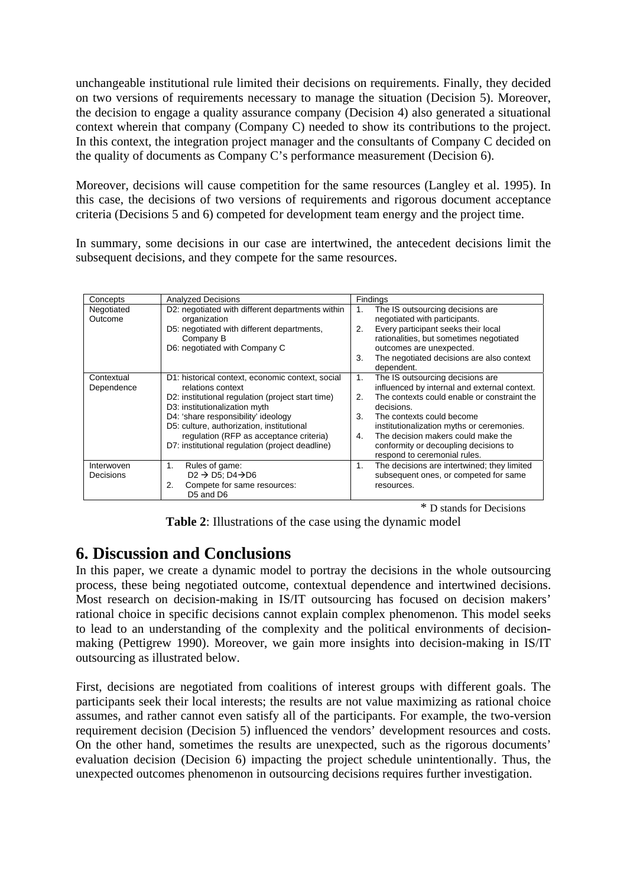unchangeable institutional rule limited their decisions on requirements. Finally, they decided on two versions of requirements necessary to manage the situation (Decision 5). Moreover, the decision to engage a quality assurance company (Decision 4) also generated a situational context wherein that company (Company C) needed to show its contributions to the project. In this context, the integration project manager and the consultants of Company C decided on the quality of documents as Company C's performance measurement (Decision 6).

Moreover, decisions will cause competition for the same resources (Langley et al. 1995). In this case, the decisions of two versions of requirements and rigorous document acceptance criteria (Decisions 5 and 6) competed for development team energy and the project time.

In summary, some decisions in our case are intertwined, the antecedent decisions limit the subsequent decisions, and they compete for the same resources.

| Concepts | Analyzed Decisions | Findings |
|---|---|---|
| Negotiated Outcome | D2: negotiated with different departments within organization<br>D5: negotiated with different departments, Company B<br>D6: negotiated with Company C | 1. The IS outsourcing decisions are negotiated with participants.<br>2. Every participant seeks their local rationalities, but sometimes negotiated outcomes are unexpected.<br>3. The negotiated decisions are also context dependent. |
| Contextual Dependence | D1: historical context, economic context, social relations context<br>D2: institutional regulation (project start time)<br>D3: institutionalization myth<br>D4: 'share responsibility' ideology<br>D5: culture, authorization, institutional regulation (RFP as acceptance criteria)<br>D7: institutional regulation (project deadline) | 1. The IS outsourcing decisions are influenced by internal and external context.<br>2. The contexts could enable or constraint the decisions.<br>3. The contexts could become institutionalization myths or ceremonies.<br>4. The decision makers could make the conformity or decoupling decisions to respond to ceremonial rules. |
| Interwoven Decisions | 1. Rules of game: D2 → D5; D4→D6<br>2. Compete for same resources: D5 and D6 | 1. The decisions are intertwined; they limited subsequent ones, or competed for same resources. |

\* D stands for Decisions

**Table 2**: Illustrations of the case using the dynamic model

## 6. Discussion and Conclusions

In this paper, we create a dynamic model to portray the decisions in the whole outsourcing process, these being negotiated outcome, contextual dependence and intertwined decisions. Most research on decision-making in IS/IT outsourcing has focused on decision makers' rational choice in specific decisions cannot explain complex phenomenon. This model seeks to lead to an understanding of the complexity and the political environments of decision-making (Pettigrew 1990). Moreover, we gain more insights into decision-making in IS/IT outsourcing as illustrated below.

First, decisions are negotiated from coalitions of interest groups with different goals. The participants seek their local interests; the results are not value maximizing as rational choice assumes, and rather cannot even satisfy all of the participants. For example, the two-version requirement decision (Decision 5) influenced the vendors' development resources and costs. On the other hand, sometimes the results are unexpected, such as the rigorous documents' evaluation decision (Decision 6) impacting the project schedule unintentionally. Thus, the unexpected outcomes phenomenon in outsourcing decisions requires further investigation.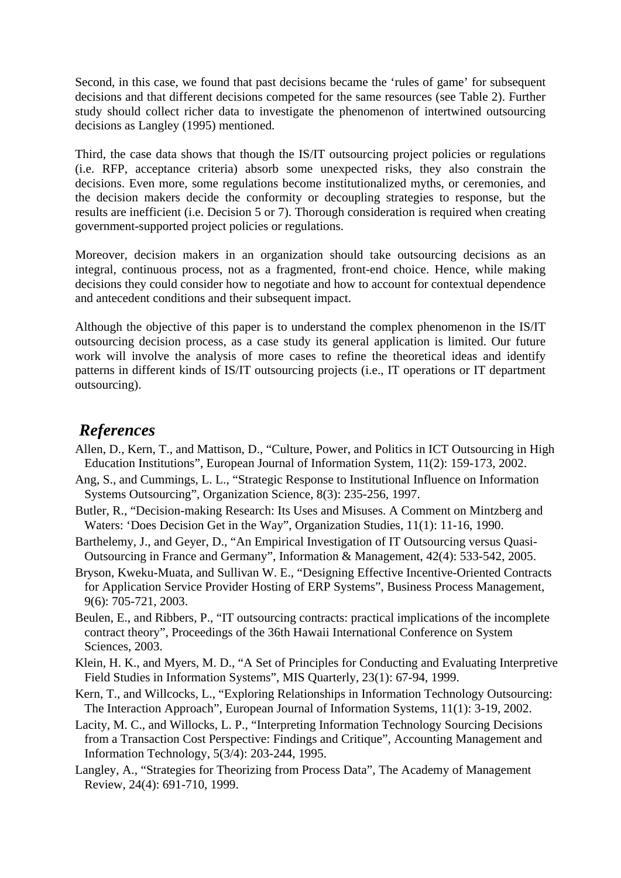Second, in this case, we found that past decisions became the 'rules of game' for subsequent decisions and that different decisions competed for the same resources (see Table 2). Further study should collect richer data to investigate the phenomenon of intertwined outsourcing decisions as Langley (1995) mentioned.

Third, the case data shows that though the IS/IT outsourcing project policies or regulations (i.e. RFP, acceptance criteria) absorb some unexpected risks, they also constrain the decisions. Even more, some regulations become institutionalized myths, or ceremonies, and the decision makers decide the conformity or decoupling strategies to response, but the results are inefficient (i.e. Decision 5 or 7). Thorough consideration is required when creating government-supported project policies or regulations.

Moreover, decision makers in an organization should take outsourcing decisions as an integral, continuous process, not as a fragmented, front-end choice. Hence, while making decisions they could consider how to negotiate and how to account for contextual dependence and antecedent conditions and their subsequent impact.

Although the objective of this paper is to understand the complex phenomenon in the IS/IT outsourcing decision process, as a case study its general application is limited. Our future work will involve the analysis of more cases to refine the theoretical ideas and identify patterns in different kinds of IS/IT outsourcing projects (i.e., IT operations or IT department outsourcing).

## *References*

Allen, D., Kern, T., and Mattison, D., "Culture, Power, and Politics in ICT Outsourcing in High Education Institutions", European Journal of Information System, 11(2): 159-173, 2002.

Ang, S., and Cummings, L. L., "Strategic Response to Institutional Influence on Information Systems Outsourcing", Organization Science, 8(3): 235-256, 1997.

Butler, R., "Decision-making Research: Its Uses and Misuses. A Comment on Mintzberg and Waters: 'Does Decision Get in the Way", Organization Studies, 11(1): 11-16, 1990.

Barthelemy, J., and Geyer, D., "An Empirical Investigation of IT Outsourcing versus Quasi-Outsourcing in France and Germany", Information & Management, 42(4): 533-542, 2005.

Bryson, Kweku-Muata, and Sullivan W. E., "Designing Effective Incentive-Oriented Contracts for Application Service Provider Hosting of ERP Systems", Business Process Management, 9(6): 705-721, 2003.

Beulen, E., and Ribbers, P., "IT outsourcing contracts: practical implications of the incomplete contract theory", Proceedings of the 36th Hawaii International Conference on System Sciences, 2003.

Klein, H. K., and Myers, M. D., "A Set of Principles for Conducting and Evaluating Interpretive Field Studies in Information Systems", MIS Quarterly, 23(1): 67-94, 1999.

Kern, T., and Willcocks, L., "Exploring Relationships in Information Technology Outsourcing: The Interaction Approach", European Journal of Information Systems, 11(1): 3-19, 2002.

Lacity, M. C., and Willocks, L. P., "Interpreting Information Technology Sourcing Decisions from a Transaction Cost Perspective: Findings and Critique", Accounting Management and Information Technology, 5(3/4): 203-244, 1995.

Langley, A., "Strategies for Theorizing from Process Data", The Academy of Management Review, 24(4): 691-710, 1999.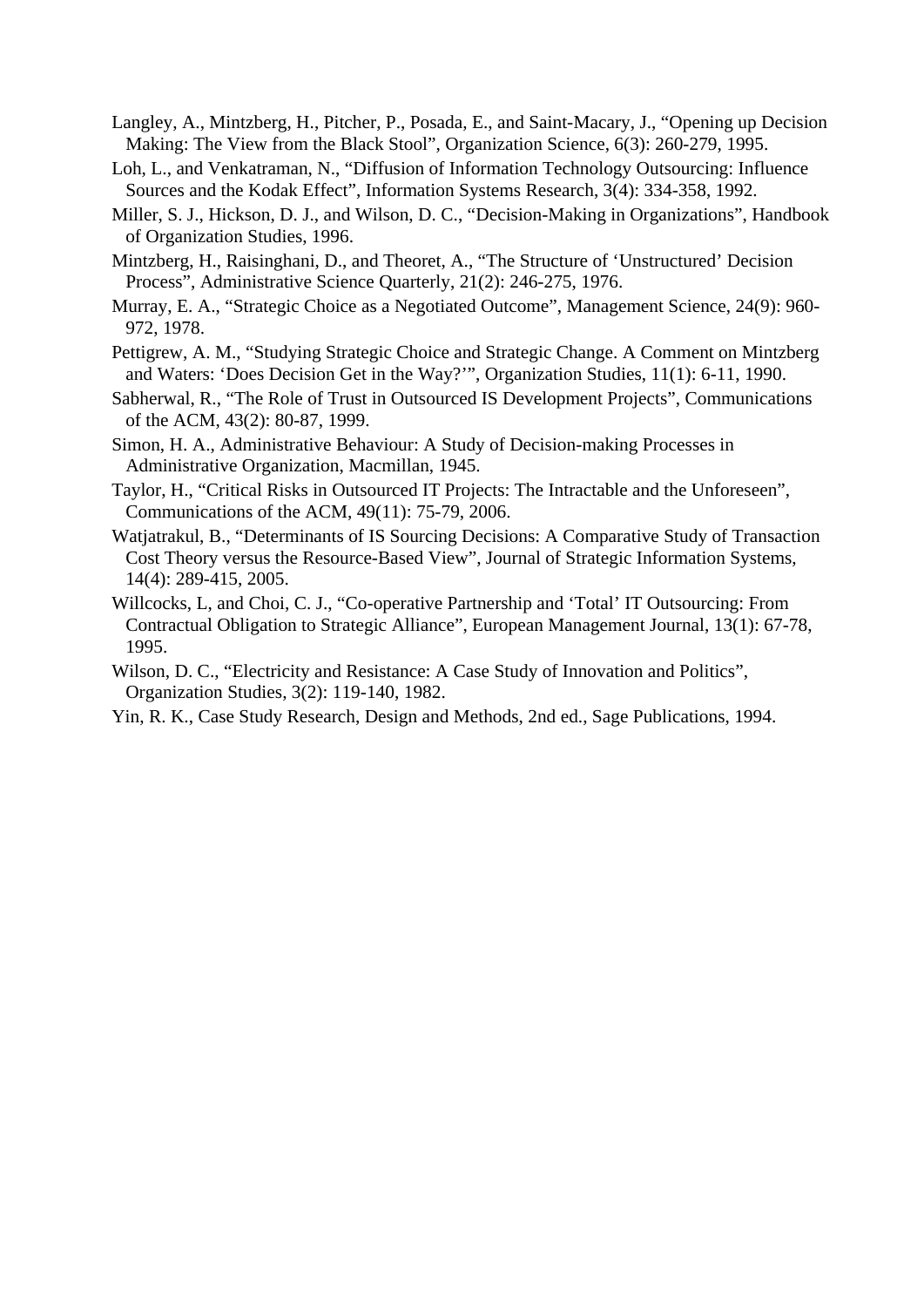Langley, A., Mintzberg, H., Pitcher, P., Posada, E., and Saint-Macary, J., "Opening up Decision Making: The View from the Black Stool", Organization Science, 6(3): 260-279, 1995.

Loh, L., and Venkatraman, N., "Diffusion of Information Technology Outsourcing: Influence Sources and the Kodak Effect", Information Systems Research, 3(4): 334-358, 1992.

Miller, S. J., Hickson, D. J., and Wilson, D. C., "Decision-Making in Organizations", Handbook of Organization Studies, 1996.

Mintzberg, H., Raisinghani, D., and Theoret, A., "The Structure of 'Unstructured' Decision Process", Administrative Science Quarterly, 21(2): 246-275, 1976.

Murray, E. A., "Strategic Choice as a Negotiated Outcome", Management Science, 24(9): 960-972, 1978.

Pettigrew, A. M., "Studying Strategic Choice and Strategic Change. A Comment on Mintzberg and Waters: 'Does Decision Get in the Way?'", Organization Studies, 11(1): 6-11, 1990.

Sabherwal, R., "The Role of Trust in Outsourced IS Development Projects", Communications of the ACM, 43(2): 80-87, 1999.

Simon, H. A., Administrative Behaviour: A Study of Decision-making Processes in Administrative Organization, Macmillan, 1945.

Taylor, H., "Critical Risks in Outsourced IT Projects: The Intractable and the Unforeseen", Communications of the ACM, 49(11): 75-79, 2006.

Watjatrakul, B., "Determinants of IS Sourcing Decisions: A Comparative Study of Transaction Cost Theory versus the Resource-Based View", Journal of Strategic Information Systems, 14(4): 289-415, 2005.

Willcocks, L, and Choi, C. J., "Co-operative Partnership and 'Total' IT Outsourcing: From Contractual Obligation to Strategic Alliance", European Management Journal, 13(1): 67-78, 1995.

Wilson, D. C., "Electricity and Resistance: A Case Study of Innovation and Politics", Organization Studies, 3(2): 119-140, 1982.

Yin, R. K., Case Study Research, Design and Methods, 2nd ed., Sage Publications, 1994.